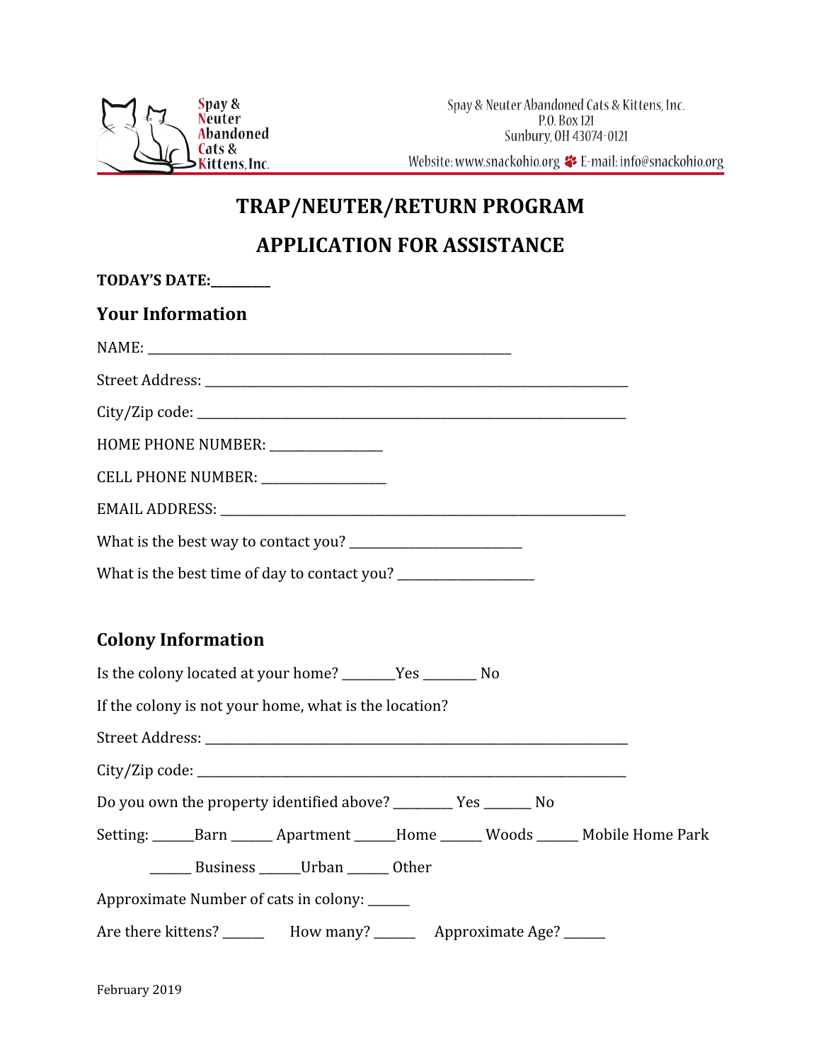Spay & Neuter Abandoned Cats & Kittens, Inc.

Spay & Neuter Abandoned Cats & Kittens, Inc.
P.O. Box 121
Sunbury, OH 43074-0121

Website: www.snackohio.org E-mail: info@snackohio.org

# TRAP/NEUTER/RETURN PROGRAM

# APPLICATION FOR ASSISTANCE

**TODAY'S DATE:**_________

## Your Information

NAME: ________________________________________________________

Street Address: _________________________________________________________________

City/Zip code: __________________________________________________________________

HOME PHONE NUMBER: _________________

CELL PHONE NUMBER: ___________________

EMAIL ADDRESS: _______________________________________________________________

What is the best way to contact you? ___________________________

What is the best time of day to contact you? _____________________

## Colony Information

Is the colony located at your home? ________Yes ________ No

If the colony is not your home, what is the location?

Street Address: _________________________________________________________________

City/Zip code: __________________________________________________________________

Do you own the property identified above? _________ Yes _______ No

Setting: ______Barn ______ Apartment ______Home ______ Woods ______ Mobile Home Park

______ Business ______Urban ______ Other

Approximate Number of cats in colony: ______

Are there kittens? ______ How many? ______ Approximate Age? ______

February 2019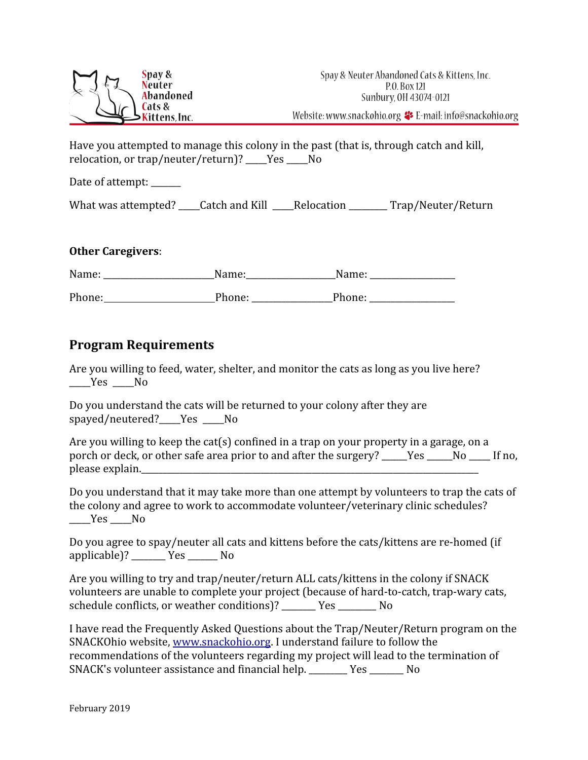Have you attempted to manage this colony in the past (that is, through catch and kill, relocation, or trap/neuter/return)? ____Yes ____No

Date of attempt: ______

What was attempted? ____Catch and Kill ____Relocation ________ Trap/Neuter/Return

**Other Caregivers**:

Name: _______________________Name:__________________Name: _________________

Phone:______________________Phone: ________________Phone: _________________

## Program Requirements

Are you willing to feed, water, shelter, and monitor the cats as long as you live here? ____Yes ____No

Do you understand the cats will be returned to your colony after they are spayed/neutered?____Yes ____No

Are you willing to keep the cat(s) confined in a trap on your property in a garage, on a porch or deck, or other safe area prior to and after the surgery? _____Yes _____No ____ If no, please explain.___________________________________________________________________________

Do you understand that it may take more than one attempt by volunteers to trap the cats of the colony and agree to work to accommodate volunteer/veterinary clinic schedules? ____Yes ____No

Do you agree to spay/neuter all cats and kittens before the cats/kittens are re-homed (if applicable)? _______ Yes ______ No

Are you willing to try and trap/neuter/return ALL cats/kittens in the colony if SNACK volunteers are unable to complete your project (because of hard-to-catch, trap-wary cats, schedule conflicts, or weather conditions)? _______ Yes ________ No

I have read the Frequently Asked Questions about the Trap/Neuter/Return program on the SNACKOhio website, www.snackohio.org. I understand failure to follow the recommendations of the volunteers regarding my project will lead to the termination of SNACK's volunteer assistance and financial help. ________ Yes _______ No

February 2019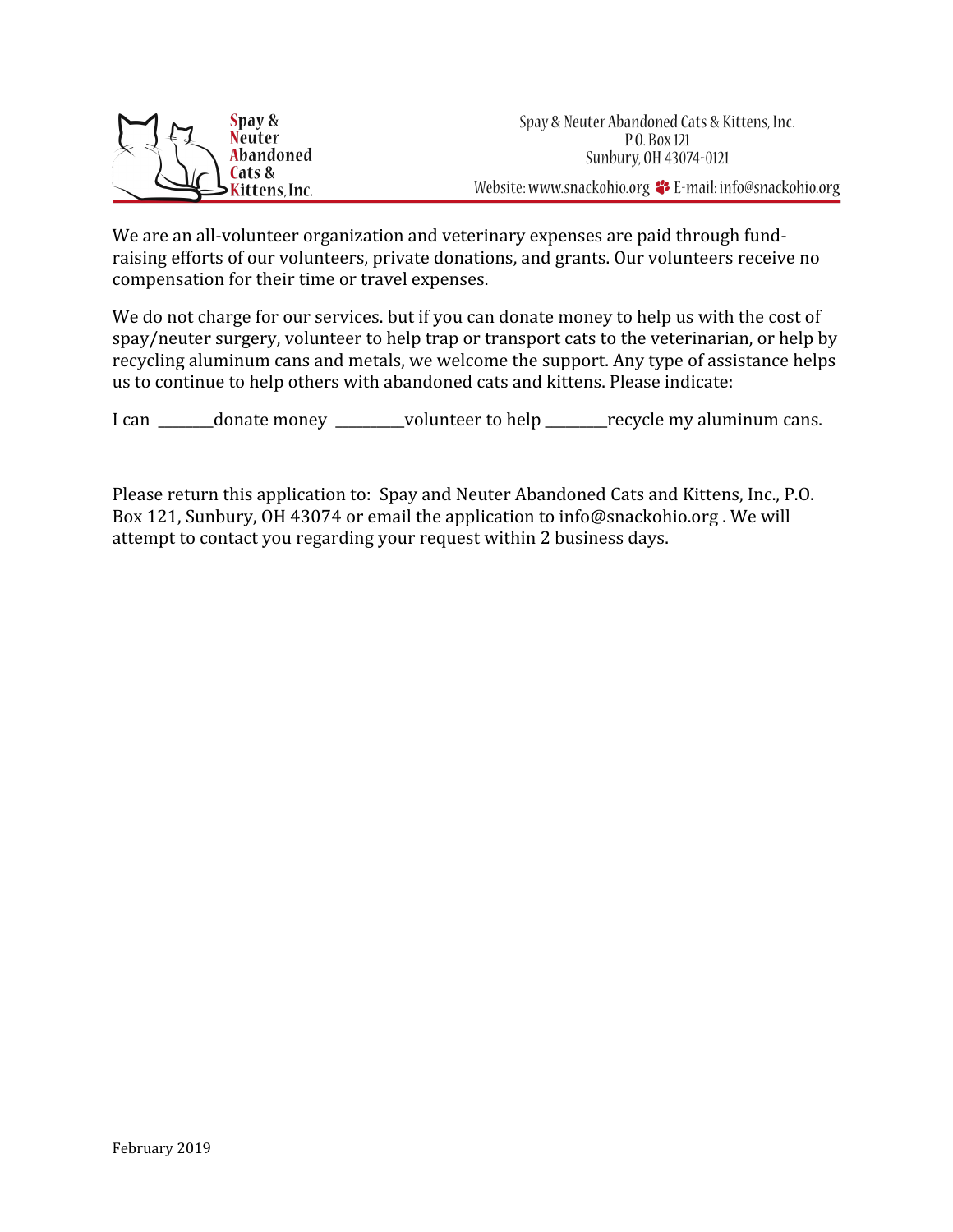Spay & Neuter Abandoned Cats & Kittens, Inc.
P.O. Box 121
Sunbury, OH 43074-0121
Website: www.snackohio.org E-mail: info@snackohio.org

We are an all-volunteer organization and veterinary expenses are paid through fund-raising efforts of our volunteers, private donations, and grants. Our volunteers receive no compensation for their time or travel expenses.

We do not charge for our services. but if you can donate money to help us with the cost of spay/neuter surgery, volunteer to help trap or transport cats to the veterinarian, or help by recycling aluminum cans and metals, we welcome the support. Any type of assistance helps us to continue to help others with abandoned cats and kittens. Please indicate:

I can ________donate money __________volunteer to help _________recycle my aluminum cans.

Please return this application to: Spay and Neuter Abandoned Cats and Kittens, Inc., P.O. Box 121, Sunbury, OH 43074 or email the application to info@snackohio.org . We will attempt to contact you regarding your request within 2 business days.

February 2019